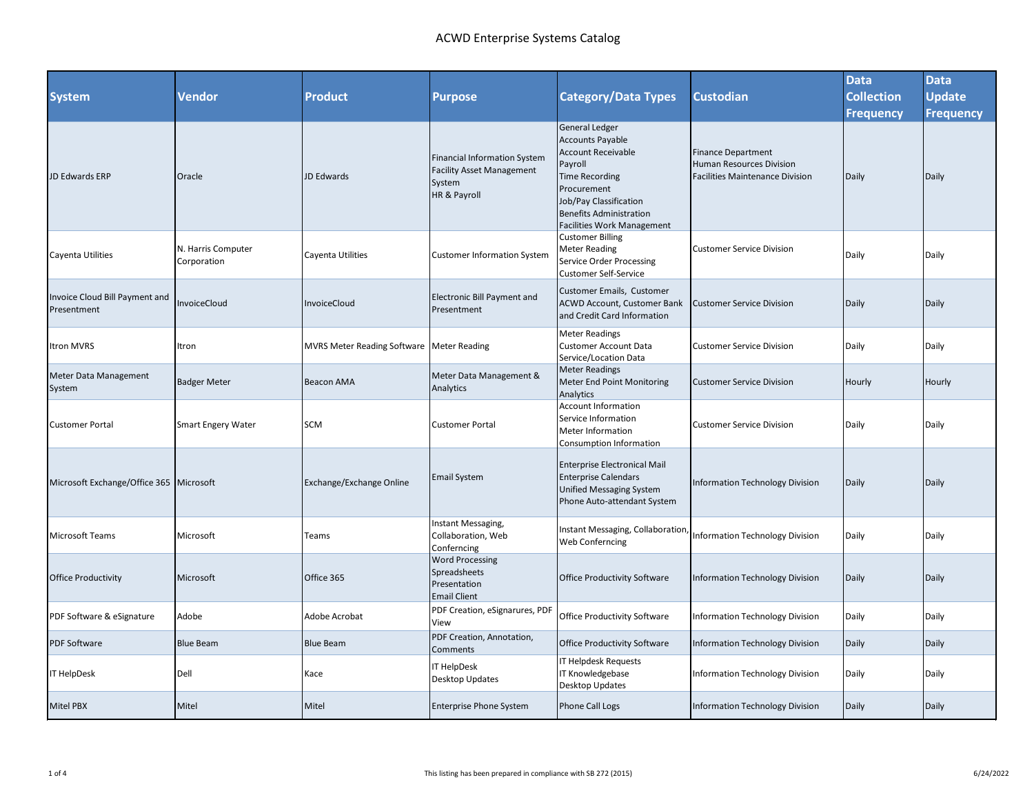# ACWD Enterprise Systems Catalog

| System | Vendor | Product | Purpose | Category/Data Types | Custodian | Data Collection Frequency | Data Update Frequency |
|---|---|---|---|---|---|---|---|
| JD Edwards ERP | Oracle | JD Edwards | Financial Information System<br>Facility Asset Management System<br>HR & Payroll | General Ledger<br>Accounts Payable<br>Account Receivable<br>Payroll<br>Time Recording<br>Procurement<br>Job/Pay Classification<br>Benefits Administration<br>Facilities Work Management | Finance Department<br>Human Resources Division<br>Facilities Maintenance Division | Daily | Daily |
| Cayenta Utilities | N. Harris Computer Corporation | Cayenta Utilities | Customer Information System | Customer Billing<br>Meter Reading<br>Service Order Processing<br>Customer Self-Service | Customer Service Division | Daily | Daily |
| Invoice Cloud Bill Payment and Presentment | InvoiceCloud | InvoiceCloud | Electronic Bill Payment and Presentment | Customer Emails, Customer ACWD Account, Customer Bank and Credit Card Information | Customer Service Division | Daily | Daily |
| Itron MVRS | Itron | MVRS Meter Reading Software | Meter Reading | Meter Readings<br>Customer Account Data<br>Service/Location Data | Customer Service Division | Daily | Daily |
| Meter Data Management System | Badger Meter | Beacon AMA | Meter Data Management & Analytics | Meter Readings<br>Meter End Point Monitoring<br>Analytics | Customer Service Division | Hourly | Hourly |
| Customer Portal | Smart Engery Water | SCM | Customer Portal | Account Information<br>Service Information<br>Meter Information<br>Consumption Information | Customer Service Division | Daily | Daily |
| Microsoft Exchange/Office 365 | Microsoft | Exchange/Exchange Online | Email System | Enterprise Electronical Mail<br>Enterprise Calendars<br>Unified Messaging System<br>Phone Auto-attendant System | Information Technology Division | Daily | Daily |
| Microsoft Teams | Microsoft | Teams | Instant Messaging, Collaboration, Web Conferncing | Instant Messaging, Collaboration, Web Conferncing | Information Technology Division | Daily | Daily |
| Office Productivity | Microsoft | Office 365 | Word Processing<br>Spreadsheets<br>Presentation<br>Email Client | Office Productivity Software | Information Technology Division | Daily | Daily |
| PDF Software & eSignature | Adobe | Adobe Acrobat | PDF Creation, eSignarures, PDF View | Office Productivity Software | Information Technology Division | Daily | Daily |
| PDF Software | Blue Beam | Blue Beam | PDF Creation, Annotation, Comments | Office Productivity Software | Information Technology Division | Daily | Daily |
| IT HelpDesk | Dell | Kace | IT HelpDesk<br>Desktop Updates | IT Helpdesk Requests<br>IT Knowledgebase<br>Desktop Updates | Information Technology Division | Daily | Daily |
| Mitel PBX | Mitel | Mitel | Enterprise Phone System | Phone Call Logs | Information Technology Division | Daily | Daily |

This listing has been prepared in compliance with SB 272 (2015)

6/24/2022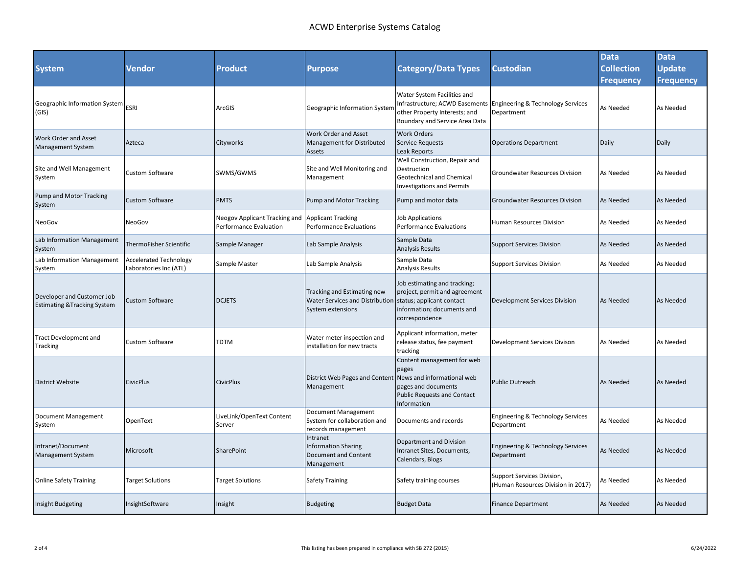# ACWD Enterprise Systems Catalog

| System | Vendor | Product | Purpose | Category/Data Types | Custodian | Data Collection Frequency | Data Update Frequency |
|---|---|---|---|---|---|---|---|
| Geographic Information System (GIS) | ESRI | ArcGIS | Geographic Information System | Water System Facilities and Infrastructure; ACWD Easements other Property Interests; and Boundary and Service Area Data | Engineering & Technology Services Department | As Needed | As Needed |
| Work Order and Asset Management System | Azteca | Cityworks | Work Order and Asset Management for Distributed Assets | Work Orders<br>Service Requests<br>Leak Reports | Operations Department | Daily | Daily |
| Site and Well Management System | Custom Software | SWMS/GWMS | Site and Well Monitoring and Management | Well Construction, Repair and Destruction<br>Geotechnical and Chemical Investigations and Permits | Groundwater Resources Division | As Needed | As Needed |
| Pump and Motor Tracking System | Custom Software | PMTS | Pump and Motor Tracking | Pump and motor data | Groundwater Resources Division | As Needed | As Needed |
| NeoGov | NeoGov | Neogov Applicant Tracking and Performance Evaluation | Applicant Tracking<br>Performance Evaluations | Job Applications<br>Performance Evaluations | Human Resources Division | As Needed | As Needed |
| Lab Information Management System | ThermoFisher Scientific | Sample Manager | Lab Sample Analysis | Sample Data<br>Analysis Results | Support Services Division | As Needed | As Needed |
| Lab Information Management System | Accelerated Technology Laboratories Inc (ATL) | Sample Master | Lab Sample Analysis | Sample Data<br>Analysis Results | Support Services Division | As Needed | As Needed |
| Developer and Customer Job Estimating &Tracking System | Custom Software | DCJETS | Tracking and Estimating new Water Services and Distribution System extensions | Job estimating and tracking; project, permit and agreement status; applicant contact information; documents and correspondence | Development Services Division | As Needed | As Needed |
| Tract Development and Tracking | Custom Software | TDTM | Water meter inspection and installation for new tracts | Applicant information, meter release status, fee payment tracking | Development Services Divison | As Needed | As Needed |
| District Website | CivicPlus | CivicPlus | District Web Pages and Content Management | Content management for web pages<br>News and informational web pages and documents<br>Public Requests and Contact Information | Public Outreach | As Needed | As Needed |
| Document Management System | OpenText | LiveLink/OpenText Content Server | Document Management System for collaboration and records management | Documents and records | Engineering & Technology Services Department | As Needed | As Needed |
| Intranet/Document Management System | Microsoft | SharePoint | Intranet<br>Information Sharing<br>Document and Content Management | Department and Division Intranet Sites, Documents, Calendars, Blogs | Engineering & Technology Services Department | As Needed | As Needed |
| Online Safety Training | Target Solutions | Target Solutions | Safety Training | Safety training courses | Support Services Division, (Human Resources Division in 2017) | As Needed | As Needed |
| Insight Budgeting | InsightSoftware | Insight | Budgeting | Budget Data | Finance Department | As Needed | As Needed |

This listing has been prepared in compliance with SB 272 (2015)

6/24/2022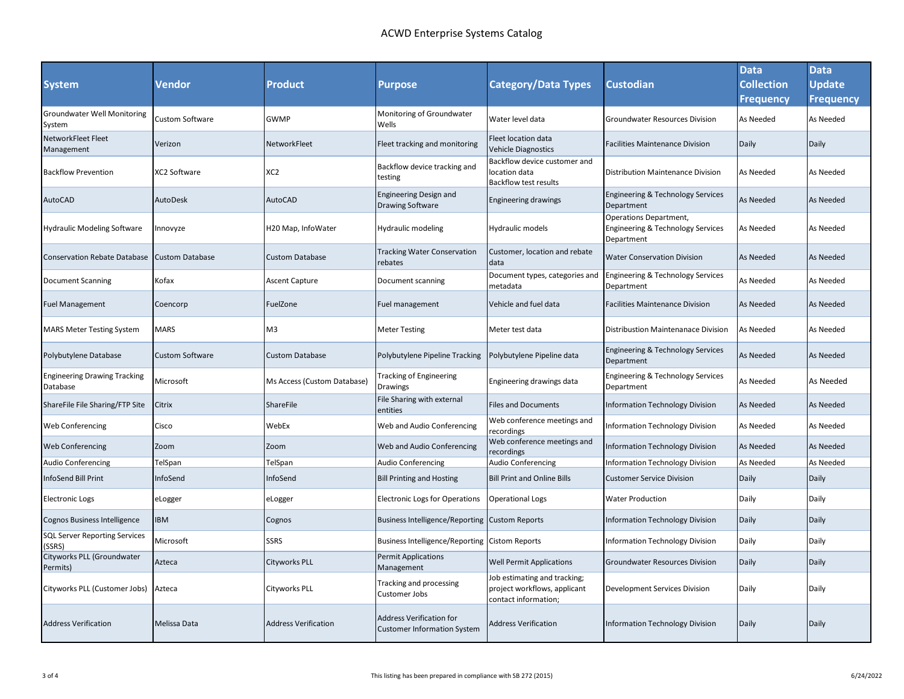# ACWD Enterprise Systems Catalog

| System | Vendor | Product | Purpose | Category/Data Types | Custodian | Data Collection Frequency | Data Update Frequency |
|---|---|---|---|---|---|---|---|
| Groundwater Well Monitoring System | Custom Software | GWMP | Monitoring of Groundwater Wells | Water level data | Groundwater Resources Division | As Needed | As Needed |
| NetworkFleet Fleet Management | Verizon | NetworkFleet | Fleet tracking and monitoring | Fleet location data<br>Vehicle Diagnostics | Facilities Maintenance Division | Daily | Daily |
| Backflow Prevention | XC2 Software | XC2 | Backflow device tracking and testing | Backflow device customer and location data<br>Backflow test results | Distribution Maintenance Division | As Needed | As Needed |
| AutoCAD | AutoDesk | AutoCAD | Engineering Design and Drawing Software | Engineering drawings | Engineering & Technology Services Department | As Needed | As Needed |
| Hydraulic Modeling Software | Innovyze | H20 Map, InfoWater | Hydraulic modeling | Hydraulic models | Operations Department, Engineering & Technology Services Department | As Needed | As Needed |
| Conservation Rebate Database | Custom Database | Custom Database | Tracking Water Conservation rebates | Customer, location and rebate data | Water Conservation Division | As Needed | As Needed |
| Document Scanning | Kofax | Ascent Capture | Document scanning | Document types, categories and metadata | Engineering & Technology Services Department | As Needed | As Needed |
| Fuel Management | Coencorp | FuelZone | Fuel management | Vehicle and fuel data | Facilities Maintenance Division | As Needed | As Needed |
| MARS Meter Testing System | MARS | M3 | Meter Testing | Meter test data | Distribution Maintenanace Division | As Needed | As Needed |
| Polybutylene Database | Custom Software | Custom Database | Polybutylene Pipeline Tracking | Polybutylene Pipeline data | Engineering & Technology Services Department | As Needed | As Needed |
| Engineering Drawing Tracking Database | Microsoft | Ms Access (Custom Database) | Tracking of Engineering Drawings | Engineering drawings data | Engineering & Technology Services Department | As Needed | As Needed |
| ShareFile File Sharing/FTP Site | Citrix | ShareFile | File Sharing with external entities | Files and Documents | Information Technology Division | As Needed | As Needed |
| Web Conferencing | Cisco | WebEx | Web and Audio Conferencing | Web conference meetings and recordings | Information Technology Division | As Needed | As Needed |
| Web Conferencing | Zoom | Zoom | Web and Audio Conferencing | Web conference meetings and recordings | Information Technology Division | As Needed | As Needed |
| Audio Conferencing | TelSpan | TelSpan | Audio Conferencing | Audio Conferencing | Information Technology Division | As Needed | As Needed |
| InfoSend Bill Print | InfoSend | InfoSend | Bill Printing and Hosting | Bill Print and Online Bills | Customer Service Division | Daily | Daily |
| Electronic Logs | eLogger | eLogger | Electronic Logs for Operations | Operational Logs | Water Production | Daily | Daily |
| Cognos Business Intelligence | IBM | Cognos | Business Intelligence/Reporting | Custom Reports | Information Technology Division | Daily | Daily |
| SQL Server Reporting Services (SSRS) | Microsoft | SSRS | Business Intelligence/Reporting | Cistom Reports | Information Technology Division | Daily | Daily |
| Cityworks PLL (Groundwater Permits) | Azteca | Cityworks PLL | Permit Applications Management | Well Permit Applications | Groundwater Resources Division | Daily | Daily |
| Cityworks PLL (Customer Jobs) | Azteca | Cityworks PLL | Tracking and processing Customer Jobs | Job estimating and tracking; project workflows, applicant contact information; | Development Services Division | Daily | Daily |
| Address Verification | Melissa Data | Address Verification | Address Verification for Customer Information System | Address Verification | Information Technology Division | Daily | Daily |

This listing has been prepared in compliance with SB 272 (2015)

6/24/2022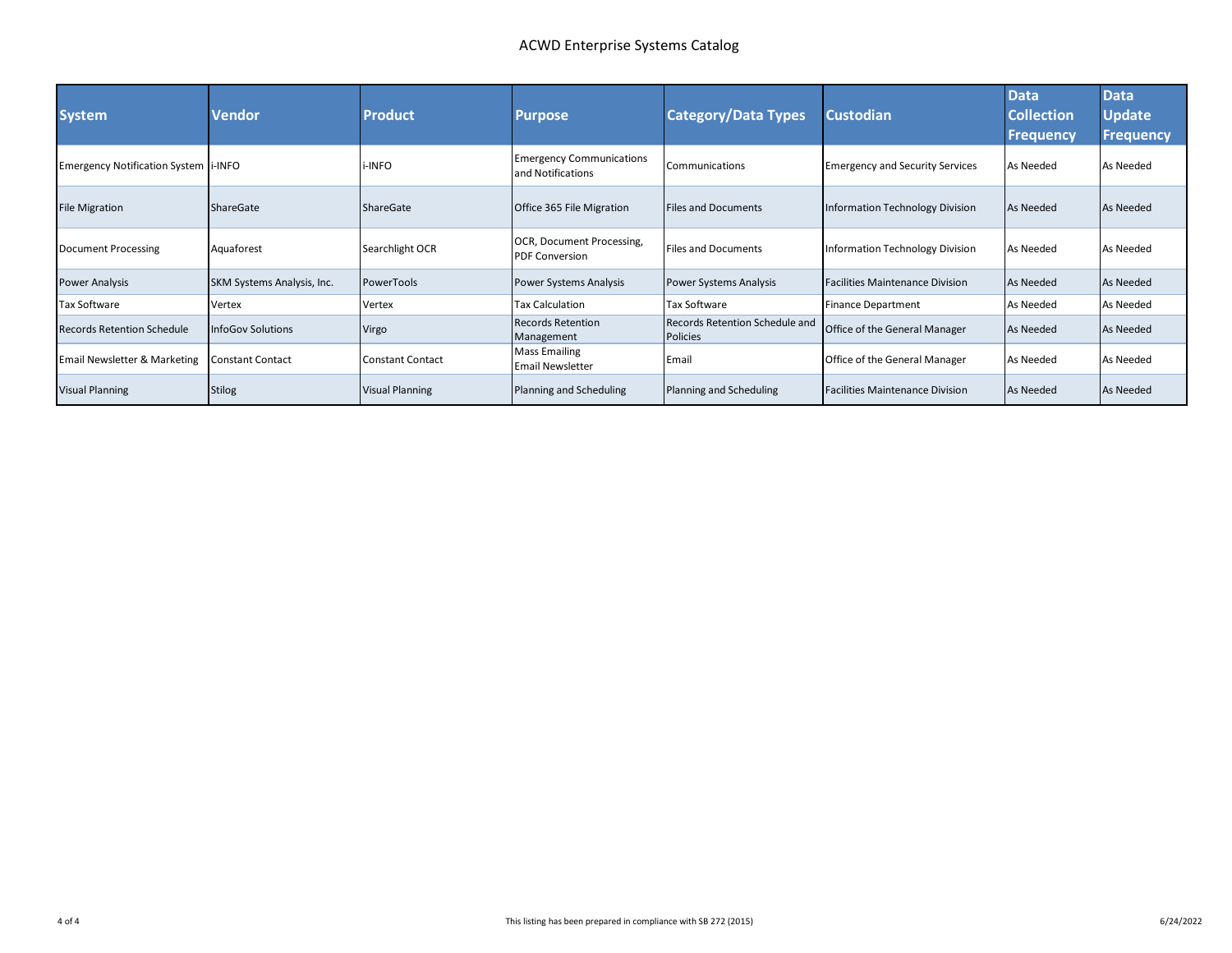# ACWD Enterprise Systems Catalog

| System | Vendor | Product | Purpose | Category/Data Types | Custodian | Data Collection Frequency | Data Update Frequency |
|---|---|---|---|---|---|---|---|
| Emergency Notification System | i-INFO | i-INFO | Emergency Communications and Notifications | Communications | Emergency and Security Services | As Needed | As Needed |
| File Migration | ShareGate | ShareGate | Office 365 File Migration | Files and Documents | Information Technology Division | As Needed | As Needed |
| Document Processing | Aquaforest | Searchlight OCR | OCR, Document Processing, PDF Conversion | Files and Documents | Information Technology Division | As Needed | As Needed |
| Power Analysis | SKM Systems Analysis, Inc. | PowerTools | Power Systems Analysis | Power Systems Analysis | Facilities Maintenance Division | As Needed | As Needed |
| Tax Software | Vertex | Vertex | Tax Calculation | Tax Software | Finance Department | As Needed | As Needed |
| Records Retention Schedule | InfoGov Solutions | Virgo | Records Retention Management | Records Retention Schedule and Policies | Office of the General Manager | As Needed | As Needed |
| Email Newsletter & Marketing | Constant Contact | Constant Contact | Mass Emailing Email Newsletter | Email | Office of the General Manager | As Needed | As Needed |
| Visual Planning | Stilog | Visual Planning | Planning and Scheduling | Planning and Scheduling | Facilities Maintenance Division | As Needed | As Needed |

This listing has been prepared in compliance with SB 272 (2015)

6/24/2022